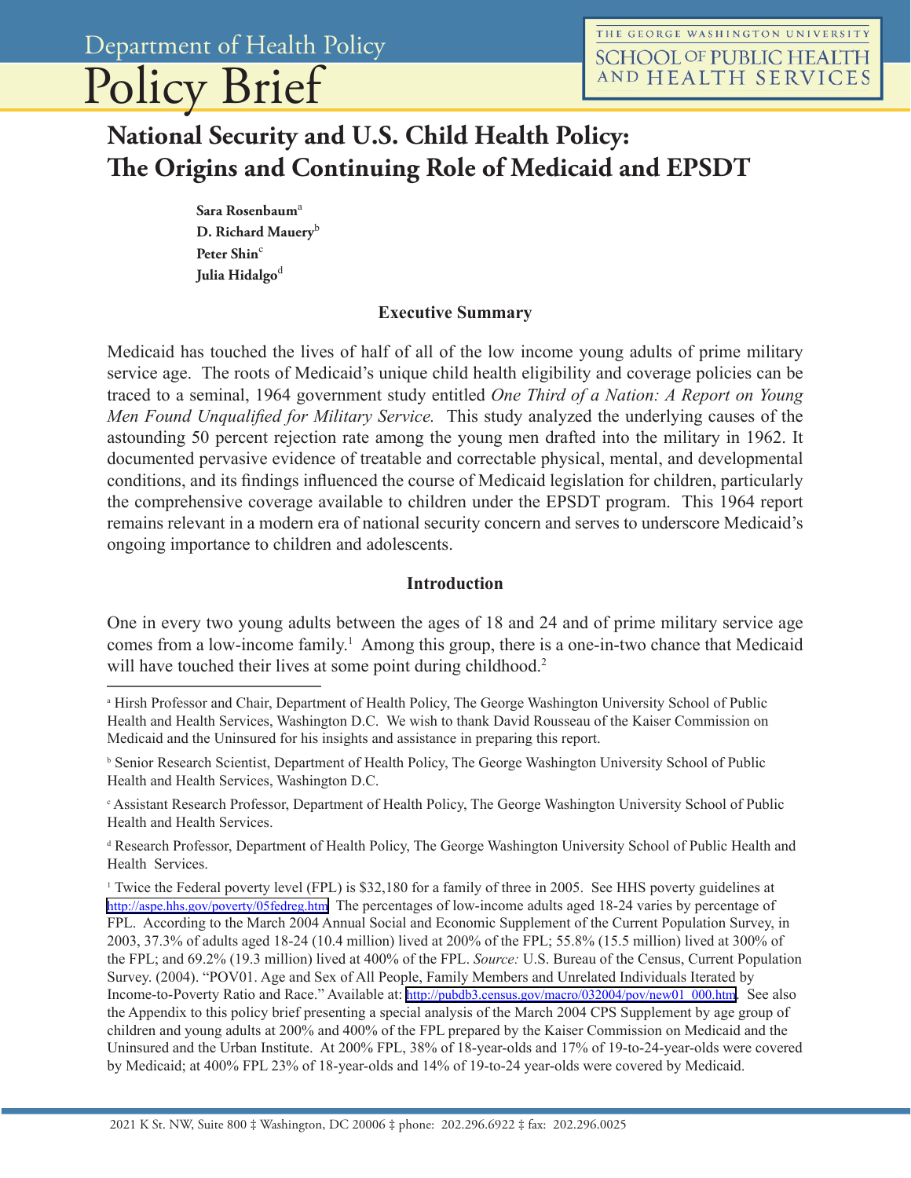Department of Health Policy

# Policy Brief

THE GEORGE WASHINGTON UNIVERSITY SCHOOL OF PUBLIC HEALTH AND HEALTH SERVICES

## National Security and U.S. Child Health Policy: The Origins and Continuing Role of Medicaid and EPSDT

**Sara Rosenbaum**[a]
**D. Richard Mauery**[b]
**Peter Shin**[c]
**Julia Hidalgo**[d]

### Executive Summary

Medicaid has touched the lives of half of all of the low income young adults of prime military service age. The roots of Medicaid's unique child health eligibility and coverage policies can be traced to a seminal, 1964 government study entitled *One Third of a Nation: A Report on Young Men Found Unqualified for Military Service.* This study analyzed the underlying causes of the astounding 50 percent rejection rate among the young men drafted into the military in 1962. It documented pervasive evidence of treatable and correctable physical, mental, and developmental conditions, and its findings influenced the course of Medicaid legislation for children, particularly the comprehensive coverage available to children under the EPSDT program. This 1964 report remains relevant in a modern era of national security concern and serves to underscore Medicaid's ongoing importance to children and adolescents.

### Introduction

One in every two young adults between the ages of 18 and 24 and of prime military service age comes from a low-income family.[1] Among this group, there is a one-in-two chance that Medicaid will have touched their lives at some point during childhood.[2]

---

[a] Hirsh Professor and Chair, Department of Health Policy, The George Washington University School of Public Health and Health Services, Washington D.C. We wish to thank David Rousseau of the Kaiser Commission on Medicaid and the Uninsured for his insights and assistance in preparing this report.

[b] Senior Research Scientist, Department of Health Policy, The George Washington University School of Public Health and Health Services, Washington D.C.

[c] Assistant Research Professor, Department of Health Policy, The George Washington University School of Public Health and Health Services.

[d] Research Professor, Department of Health Policy, The George Washington University School of Public Health and Health Services.

[1] Twice the Federal poverty level (FPL) is $32,180 for a family of three in 2005. See HHS poverty guidelines at http://aspe.hhs.gov/poverty/05fedreg.htm. The percentages of low-income adults aged 18-24 varies by percentage of FPL. According to the March 2004 Annual Social and Economic Supplement of the Current Population Survey, in 2003, 37.3% of adults aged 18-24 (10.4 million) lived at 200% of the FPL; 55.8% (15.5 million) lived at 300% of the FPL; and 69.2% (19.3 million) lived at 400% of the FPL. *Source:* U.S. Bureau of the Census, Current Population Survey. (2004). "POV01. Age and Sex of All People, Family Members and Unrelated Individuals Iterated by Income-to-Poverty Ratio and Race." Available at: http://pubdb3.census.gov/macro/032004/pov/new01_000.htm. See also the Appendix to this policy brief presenting a special analysis of the March 2004 CPS Supplement by age group of children and young adults at 200% and 400% of the FPL prepared by the Kaiser Commission on Medicaid and the Uninsured and the Urban Institute. At 200% FPL, 38% of 18-year-olds and 17% of 19-to-24-year-olds were covered by Medicaid; at 400% FPL 23% of 18-year-olds and 14% of 19-to-24 year-olds were covered by Medicaid.

2021 K St. NW, Suite 800 ‡ Washington, DC 20006 ‡ phone: 202.296.6922 ‡ fax: 202.296.0025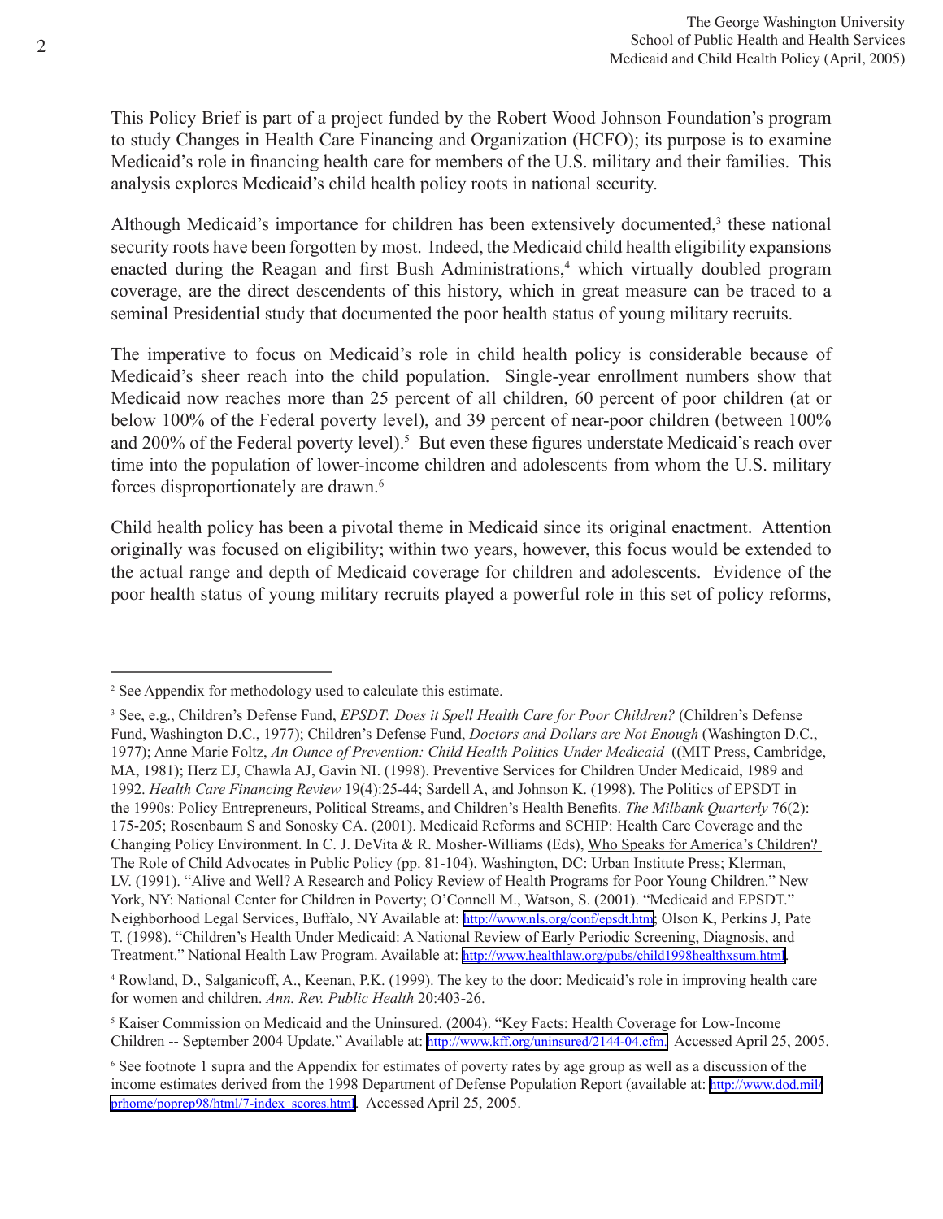This Policy Brief is part of a project funded by the Robert Wood Johnson Foundation's program to study Changes in Health Care Financing and Organization (HCFO); its purpose is to examine Medicaid's role in financing health care for members of the U.S. military and their families. This analysis explores Medicaid's child health policy roots in national security.

Although Medicaid's importance for children has been extensively documented,[3] these national security roots have been forgotten by most. Indeed, the Medicaid child health eligibility expansions enacted during the Reagan and first Bush Administrations,[4] which virtually doubled program coverage, are the direct descendents of this history, which in great measure can be traced to a seminal Presidential study that documented the poor health status of young military recruits.

The imperative to focus on Medicaid's role in child health policy is considerable because of Medicaid's sheer reach into the child population. Single-year enrollment numbers show that Medicaid now reaches more than 25 percent of all children, 60 percent of poor children (at or below 100% of the Federal poverty level), and 39 percent of near-poor children (between 100% and 200% of the Federal poverty level).[5] But even these figures understate Medicaid's reach over time into the population of lower-income children and adolescents from whom the U.S. military forces disproportionately are drawn.[6]

Child health policy has been a pivotal theme in Medicaid since its original enactment. Attention originally was focused on eligibility; within two years, however, this focus would be extended to the actual range and depth of Medicaid coverage for children and adolescents. Evidence of the poor health status of young military recruits played a powerful role in this set of policy reforms,

---

[2] See Appendix for methodology used to calculate this estimate.

[3] See, e.g., Children's Defense Fund, *EPSDT: Does it Spell Health Care for Poor Children?* (Children's Defense Fund, Washington D.C., 1977); Children's Defense Fund, *Doctors and Dollars are Not Enough* (Washington D.C., 1977); Anne Marie Foltz, *An Ounce of Prevention: Child Health Politics Under Medicaid* ((MIT Press, Cambridge, MA, 1981); Herz EJ, Chawla AJ, Gavin NI. (1998). Preventive Services for Children Under Medicaid, 1989 and 1992. *Health Care Financing Review* 19(4):25-44; Sardell A, and Johnson K. (1998). The Politics of EPSDT in the 1990s: Policy Entrepreneurs, Political Streams, and Children's Health Benefits. *The Milbank Quarterly* 76(2): 175-205; Rosenbaum S and Sonosky CA. (2001). Medicaid Reforms and SCHIP: Health Care Coverage and the Changing Policy Environment. In C. J. DeVita & R. Mosher-Williams (Eds), Who Speaks for America's Children? The Role of Child Advocates in Public Policy (pp. 81-104). Washington, DC: Urban Institute Press; Klerman, LV. (1991). "Alive and Well? A Research and Policy Review of Health Programs for Poor Young Children." New York, NY: National Center for Children in Poverty; O'Connell M., Watson, S. (2001). "Medicaid and EPSDT." Neighborhood Legal Services, Buffalo, NY Available at: http://www.nls.org/conf/epsdt.htm; Olson K, Perkins J, Pate T. (1998). "Children's Health Under Medicaid: A National Review of Early Periodic Screening, Diagnosis, and Treatment." National Health Law Program. Available at: http://www.healthlaw.org/pubs/child1998healthxsum.html.

[4] Rowland, D., Salganicoff, A., Keenan, P.K. (1999). The key to the door: Medicaid's role in improving health care for women and children. *Ann. Rev. Public Health* 20:403-26.

[5] Kaiser Commission on Medicaid and the Uninsured. (2004). "Key Facts: Health Coverage for Low-Income Children -- September 2004 Update." Available at: http://www.kff.org/uninsured/2144-04.cfm. Accessed April 25, 2005.

[6] See footnote 1 supra and the Appendix for estimates of poverty rates by age group as well as a discussion of the income estimates derived from the 1998 Department of Defense Population Report (available at: http://www.dod.mil/prhome/poprep98/html/7-index_scores.html. Accessed April 25, 2005.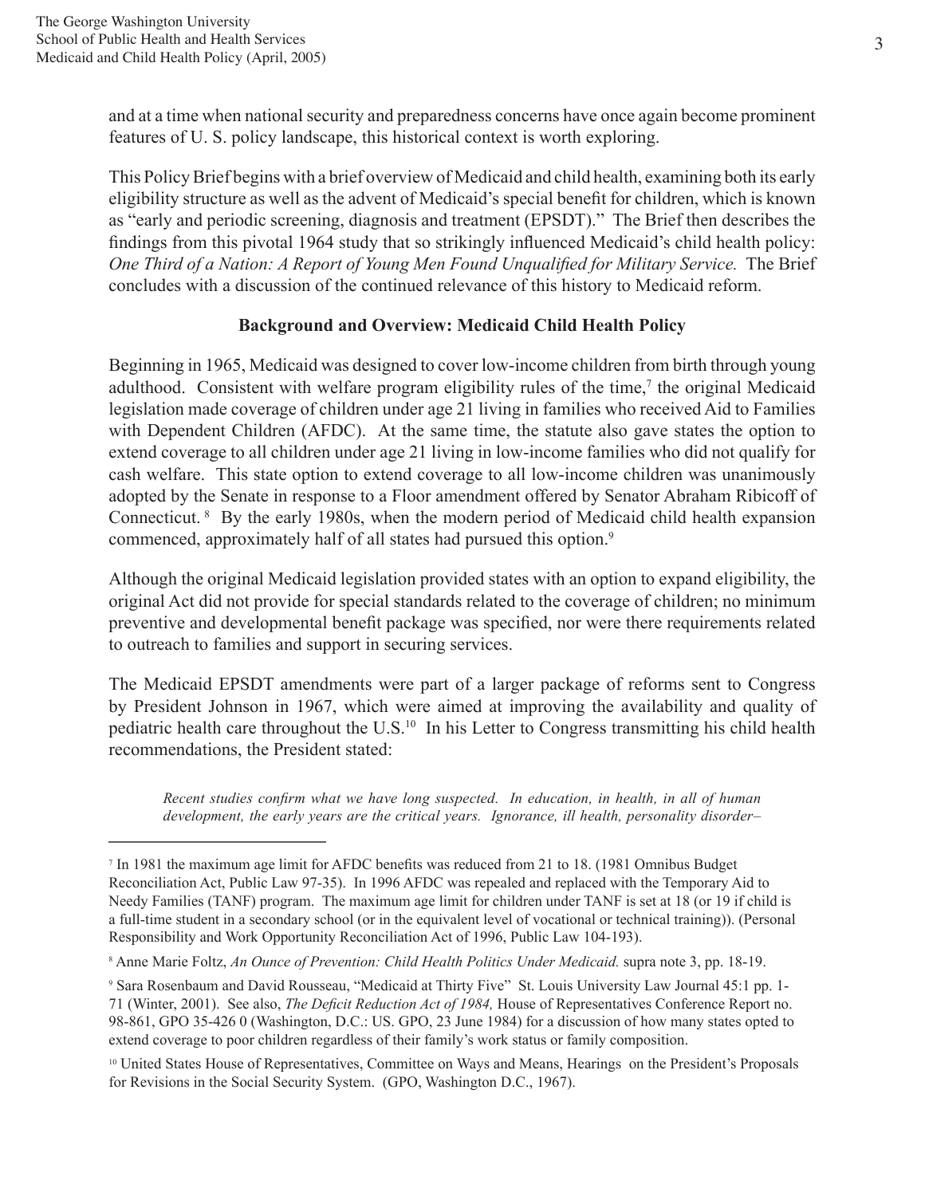and at a time when national security and preparedness concerns have once again become prominent features of U. S. policy landscape, this historical context is worth exploring.

This Policy Brief begins with a brief overview of Medicaid and child health, examining both its early eligibility structure as well as the advent of Medicaid's special benefit for children, which is known as "early and periodic screening, diagnosis and treatment (EPSDT)." The Brief then describes the findings from this pivotal 1964 study that so strikingly influenced Medicaid's child health policy: *One Third of a Nation: A Report of Young Men Found Unqualified for Military Service.* The Brief concludes with a discussion of the continued relevance of this history to Medicaid reform.

### Background and Overview: Medicaid Child Health Policy

Beginning in 1965, Medicaid was designed to cover low-income children from birth through young adulthood. Consistent with welfare program eligibility rules of the time,[7] the original Medicaid legislation made coverage of children under age 21 living in families who received Aid to Families with Dependent Children (AFDC). At the same time, the statute also gave states the option to extend coverage to all children under age 21 living in low-income families who did not qualify for cash welfare. This state option to extend coverage to all low-income children was unanimously adopted by the Senate in response to a Floor amendment offered by Senator Abraham Ribicoff of Connecticut.[8] By the early 1980s, when the modern period of Medicaid child health expansion commenced, approximately half of all states had pursued this option.[9]

Although the original Medicaid legislation provided states with an option to expand eligibility, the original Act did not provide for special standards related to the coverage of children; no minimum preventive and developmental benefit package was specified, nor were there requirements related to outreach to families and support in securing services.

The Medicaid EPSDT amendments were part of a larger package of reforms sent to Congress by President Johnson in 1967, which were aimed at improving the availability and quality of pediatric health care throughout the U.S.[10] In his Letter to Congress transmitting his child health recommendations, the President stated:

> *Recent studies confirm what we have long suspected. In education, in health, in all of human development, the early years are the critical years. Ignorance, ill health, personality disorder–*

---

[7] In 1981 the maximum age limit for AFDC benefits was reduced from 21 to 18. (1981 Omnibus Budget Reconciliation Act, Public Law 97-35). In 1996 AFDC was repealed and replaced with the Temporary Aid to Needy Families (TANF) program. The maximum age limit for children under TANF is set at 18 (or 19 if child is a full-time student in a secondary school (or in the equivalent level of vocational or technical training)). (Personal Responsibility and Work Opportunity Reconciliation Act of 1996, Public Law 104-193).

[8] Anne Marie Foltz, *An Ounce of Prevention: Child Health Politics Under Medicaid.* supra note 3, pp. 18-19.

[9] Sara Rosenbaum and David Rousseau, "Medicaid at Thirty Five" St. Louis University Law Journal 45:1 pp. 1-71 (Winter, 2001). See also, *The Deficit Reduction Act of 1984,* House of Representatives Conference Report no. 98-861, GPO 35-426 0 (Washington, D.C.: US. GPO, 23 June 1984) for a discussion of how many states opted to extend coverage to poor children regardless of their family's work status or family composition.

[10] United States House of Representatives, Committee on Ways and Means, Hearings on the President's Proposals for Revisions in the Social Security System. (GPO, Washington D.C., 1967).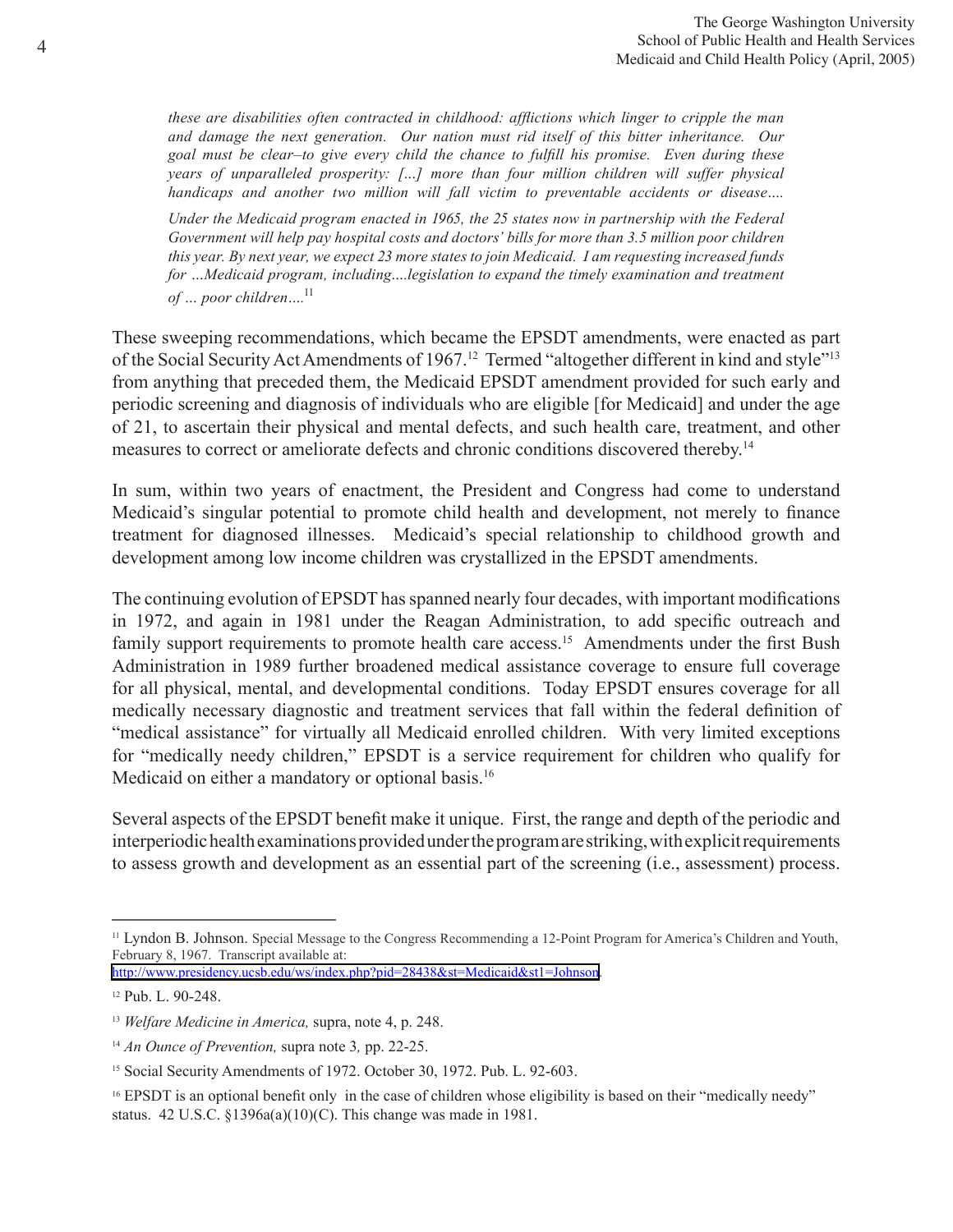*these are disabilities often contracted in childhood: afflictions which linger to cripple the man and damage the next generation. Our nation must rid itself of this bitter inheritance. Our goal must be clear–to give every child the chance to fulfill his promise. Even during these years of unparalleled prosperity: [...] more than four million children will suffer physical handicaps and another two million will fall victim to preventable accidents or disease....*

*Under the Medicaid program enacted in 1965, the 25 states now in partnership with the Federal Government will help pay hospital costs and doctors' bills for more than 3.5 million poor children this year. By next year, we expect 23 more states to join Medicaid. I am requesting increased funds for ...Medicaid program, including....legislation to expand the timely examination and treatment of ... poor children....*[11]

These sweeping recommendations, which became the EPSDT amendments, were enacted as part of the Social Security Act Amendments of 1967.[12] Termed "altogether different in kind and style"[13] from anything that preceded them, the Medicaid EPSDT amendment provided for such early and periodic screening and diagnosis of individuals who are eligible [for Medicaid] and under the age of 21, to ascertain their physical and mental defects, and such health care, treatment, and other measures to correct or ameliorate defects and chronic conditions discovered thereby.[14]

In sum, within two years of enactment, the President and Congress had come to understand Medicaid's singular potential to promote child health and development, not merely to finance treatment for diagnosed illnesses. Medicaid's special relationship to childhood growth and development among low income children was crystallized in the EPSDT amendments.

The continuing evolution of EPSDT has spanned nearly four decades, with important modifications in 1972, and again in 1981 under the Reagan Administration, to add specific outreach and family support requirements to promote health care access.[15] Amendments under the first Bush Administration in 1989 further broadened medical assistance coverage to ensure full coverage for all physical, mental, and developmental conditions. Today EPSDT ensures coverage for all medically necessary diagnostic and treatment services that fall within the federal definition of "medical assistance" for virtually all Medicaid enrolled children. With very limited exceptions for "medically needy children," EPSDT is a service requirement for children who qualify for Medicaid on either a mandatory or optional basis.[16]

Several aspects of the EPSDT benefit make it unique. First, the range and depth of the periodic and interperiodic health examinations provided under the program are striking, with explicit requirements to assess growth and development as an essential part of the screening (i.e., assessment) process.

---

[11] Lyndon B. Johnson. Special Message to the Congress Recommending a 12-Point Program for America's Children and Youth, February 8, 1967. Transcript available at: http://www.presidency.ucsb.edu/ws/index.php?pid=28438&st=Medicaid&st1=Johnson.

[12] Pub. L. 90-248.

[13] *Welfare Medicine in America,* supra, note 4, p. 248.

[14] *An Ounce of Prevention,* supra note 3, pp. 22-25.

[15] Social Security Amendments of 1972. October 30, 1972. Pub. L. 92-603.

[16] EPSDT is an optional benefit only in the case of children whose eligibility is based on their "medically needy" status. 42 U.S.C. §1396a(a)(10)(C). This change was made in 1981.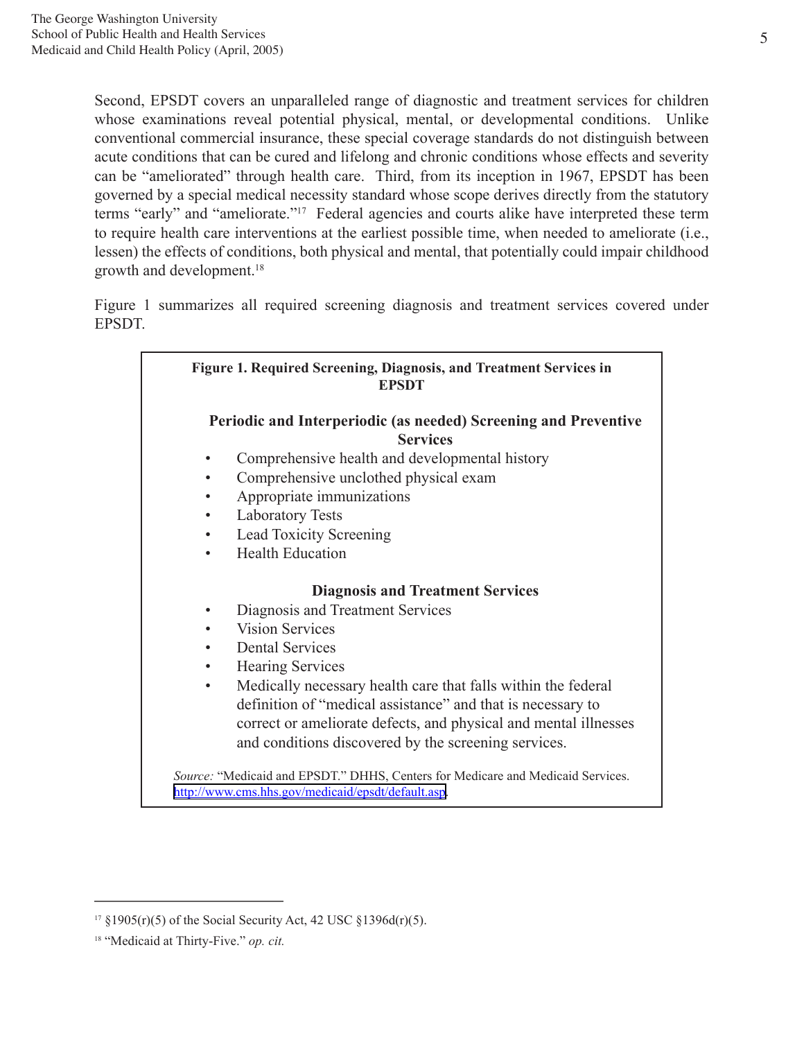Second, EPSDT covers an unparalleled range of diagnostic and treatment services for children whose examinations reveal potential physical, mental, or developmental conditions. Unlike conventional commercial insurance, these special coverage standards do not distinguish between acute conditions that can be cured and lifelong and chronic conditions whose effects and severity can be "ameliorated" through health care. Third, from its inception in 1967, EPSDT has been governed by a special medical necessity standard whose scope derives directly from the statutory terms "early" and "ameliorate."[17] Federal agencies and courts alike have interpreted these term to require health care interventions at the earliest possible time, when needed to ameliorate (i.e., lessen) the effects of conditions, both physical and mental, that potentially could impair childhood growth and development.[18]

Figure 1 summarizes all required screening diagnosis and treatment services covered under EPSDT.

**Figure 1. Required Screening, Diagnosis, and Treatment Services in EPSDT**

**Periodic and Interperiodic (as needed) Screening and Preventive Services**

- Comprehensive health and developmental history
- Comprehensive unclothed physical exam
- Appropriate immunizations
- Laboratory Tests
- Lead Toxicity Screening
- Health Education

**Diagnosis and Treatment Services**

- Diagnosis and Treatment Services
- Vision Services
- Dental Services
- Hearing Services
- Medically necessary health care that falls within the federal definition of "medical assistance" and that is necessary to correct or ameliorate defects, and physical and mental illnesses and conditions discovered by the screening services.

*Source:* "Medicaid and EPSDT." DHHS, Centers for Medicare and Medicaid Services. http://www.cms.hhs.gov/medicaid/epsdt/default.asp.

---

[17] §1905(r)(5) of the Social Security Act, 42 USC §1396d(r)(5).

[18] "Medicaid at Thirty-Five." *op. cit.*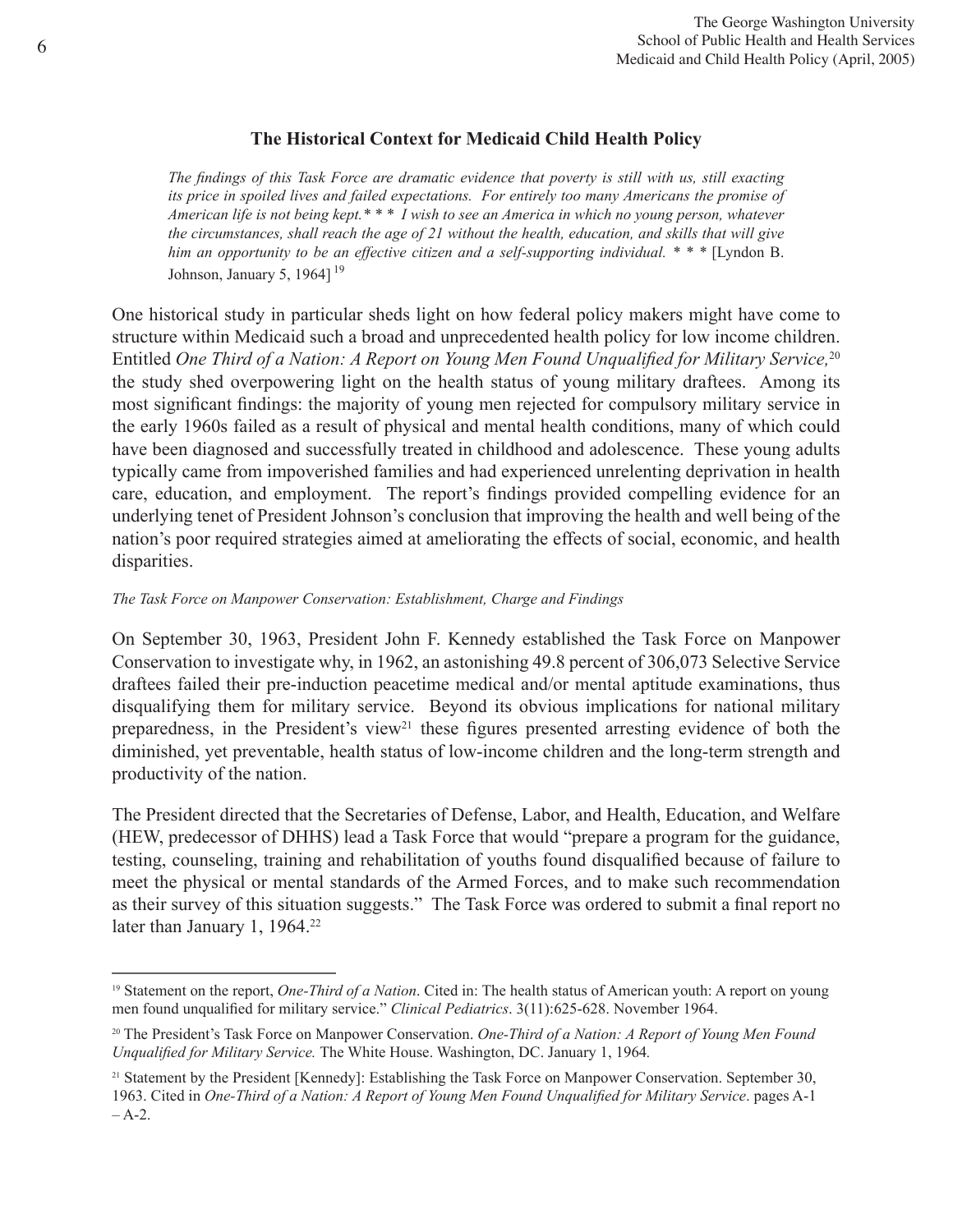## The Historical Context for Medicaid Child Health Policy

> *The findings of this Task Force are dramatic evidence that poverty is still with us, still exacting its price in spoiled lives and failed expectations. For entirely too many Americans the promise of American life is not being kept.* * * * *I wish to see an America in which no young person, whatever the circumstances, shall reach the age of 21 without the health, education, and skills that will give him an opportunity to be an effective citizen and a self-supporting individual.* * * * [Lyndon B. Johnson, January 5, 1964] [19]

One historical study in particular sheds light on how federal policy makers might have come to structure within Medicaid such a broad and unprecedented health policy for low income children. Entitled *One Third of a Nation: A Report on Young Men Found Unqualified for Military Service,*[20] the study shed overpowering light on the health status of young military draftees. Among its most significant findings: the majority of young men rejected for compulsory military service in the early 1960s failed as a result of physical and mental health conditions, many of which could have been diagnosed and successfully treated in childhood and adolescence. These young adults typically came from impoverished families and had experienced unrelenting deprivation in health care, education, and employment. The report's findings provided compelling evidence for an underlying tenet of President Johnson's conclusion that improving the health and well being of the nation's poor required strategies aimed at ameliorating the effects of social, economic, and health disparities.

*The Task Force on Manpower Conservation: Establishment, Charge and Findings*

On September 30, 1963, President John F. Kennedy established the Task Force on Manpower Conservation to investigate why, in 1962, an astonishing 49.8 percent of 306,073 Selective Service draftees failed their pre-induction peacetime medical and/or mental aptitude examinations, thus disqualifying them for military service. Beyond its obvious implications for national military preparedness, in the President's view[21] these figures presented arresting evidence of both the diminished, yet preventable, health status of low-income children and the long-term strength and productivity of the nation.

The President directed that the Secretaries of Defense, Labor, and Health, Education, and Welfare (HEW, predecessor of DHHS) lead a Task Force that would "prepare a program for the guidance, testing, counseling, training and rehabilitation of youths found disqualified because of failure to meet the physical or mental standards of the Armed Forces, and to make such recommendation as their survey of this situation suggests." The Task Force was ordered to submit a final report no later than January 1, 1964.[22]

---

[19] Statement on the report, *One-Third of a Nation*. Cited in: The health status of American youth: A report on young men found unqualified for military service." *Clinical Pediatrics*. 3(11):625-628. November 1964.

[20] The President's Task Force on Manpower Conservation. *One-Third of a Nation: A Report of Young Men Found Unqualified for Military Service.* The White House. Washington, DC. January 1, 1964.

[21] Statement by the President [Kennedy]: Establishing the Task Force on Manpower Conservation. September 30, 1963. Cited in *One-Third of a Nation: A Report of Young Men Found Unqualified for Military Service*. pages A-1 – A-2.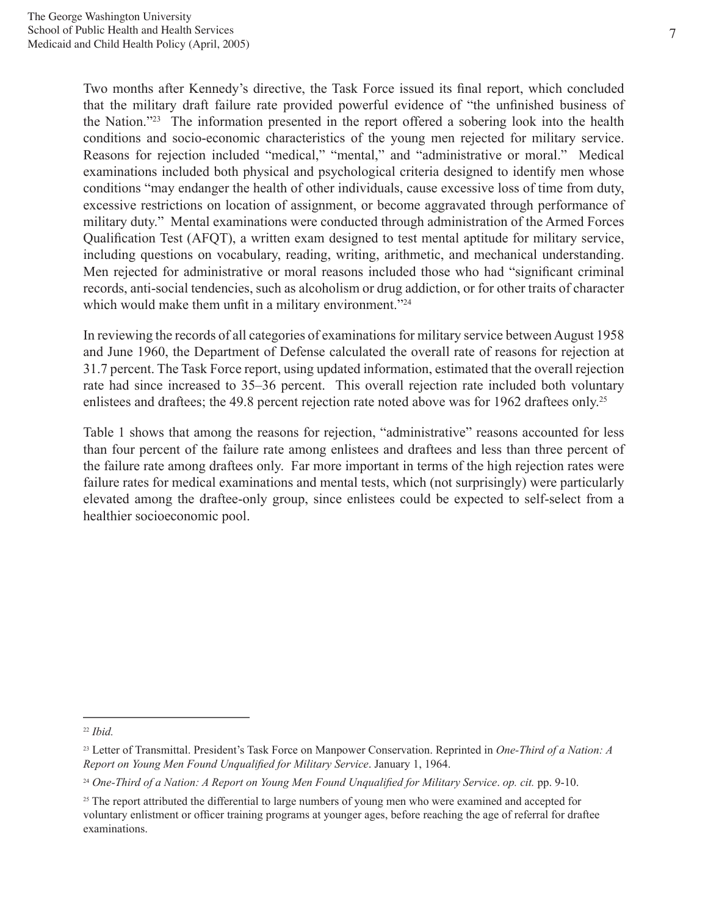Two months after Kennedy's directive, the Task Force issued its final report, which concluded that the military draft failure rate provided powerful evidence of "the unfinished business of the Nation."[23] The information presented in the report offered a sobering look into the health conditions and socio-economic characteristics of the young men rejected for military service. Reasons for rejection included "medical," "mental," and "administrative or moral." Medical examinations included both physical and psychological criteria designed to identify men whose conditions "may endanger the health of other individuals, cause excessive loss of time from duty, excessive restrictions on location of assignment, or become aggravated through performance of military duty." Mental examinations were conducted through administration of the Armed Forces Qualification Test (AFQT), a written exam designed to test mental aptitude for military service, including questions on vocabulary, reading, writing, arithmetic, and mechanical understanding. Men rejected for administrative or moral reasons included those who had "significant criminal records, anti-social tendencies, such as alcoholism or drug addiction, or for other traits of character which would make them unfit in a military environment."[24]

In reviewing the records of all categories of examinations for military service between August 1958 and June 1960, the Department of Defense calculated the overall rate of reasons for rejection at 31.7 percent. The Task Force report, using updated information, estimated that the overall rejection rate had since increased to 35–36 percent. This overall rejection rate included both voluntary enlistees and draftees; the 49.8 percent rejection rate noted above was for 1962 draftees only.[25]

Table 1 shows that among the reasons for rejection, "administrative" reasons accounted for less than four percent of the failure rate among enlistees and draftees and less than three percent of the failure rate among draftees only. Far more important in terms of the high rejection rates were failure rates for medical examinations and mental tests, which (not surprisingly) were particularly elevated among the draftee-only group, since enlistees could be expected to self-select from a healthier socioeconomic pool.

---

[22] *Ibid.*

[23] Letter of Transmittal. President's Task Force on Manpower Conservation. Reprinted in *One-Third of a Nation: A Report on Young Men Found Unqualified for Military Service*. January 1, 1964.

[24] *One-Third of a Nation: A Report on Young Men Found Unqualified for Military Service*. *op. cit.* pp. 9-10.

[25] The report attributed the differential to large numbers of young men who were examined and accepted for voluntary enlistment or officer training programs at younger ages, before reaching the age of referral for draftee examinations.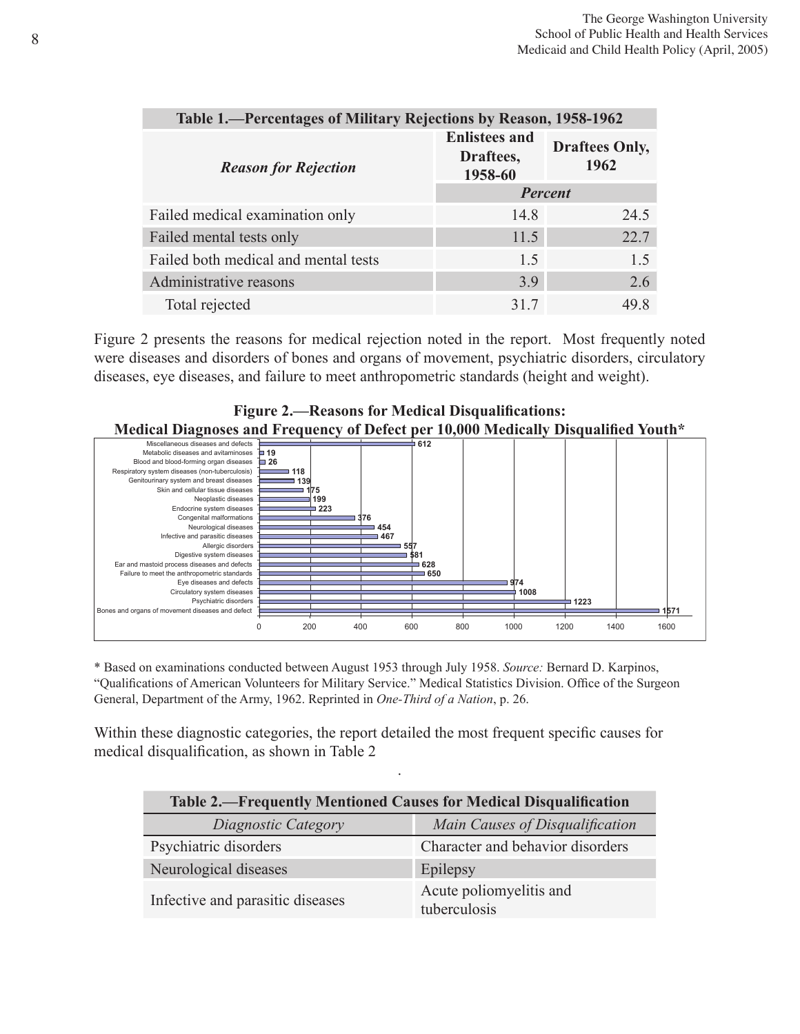| Table 1.—Percentages of Military Rejections by Reason, 1958-1962 | | |
|---|---|---|
| ***Reason for Rejection*** | **Enlistees and Draftees, 1958-60** | **Draftees Only, 1962** |
| | ***Percent*** | |
| Failed medical examination only | 14.8 | 24.5 |
| Failed mental tests only | 11.5 | 22.7 |
| Failed both medical and mental tests | 1.5 | 1.5 |
| Administrative reasons | 3.9 | 2.6 |
| Total rejected | 31.7 | 49.8 |

Figure 2 presents the reasons for medical rejection noted in the report. Most frequently noted were diseases and disorders of bones and organs of movement, psychiatric disorders, circulatory diseases, eye diseases, and failure to meet anthropometric standards (height and weight).

**Figure 2.—Reasons for Medical Disqualifications: Medical Diagnoses and Frequency of Defect per 10,000 Medically Disqualified Youth***

| Diagnostic Category | Frequency |
|---|---|
| Miscellaneous diseases and defects | 612 |
| Metabolic diseases and avitaminoses | 19 |
| Blood and blood-forming organ diseases | 26 |
| Respiratory system diseases (non-tuberculosis) | 118 |
| Genitourinary system and breast diseases | 139 |
| Skin and cellular tissue diseases | 175 |
| Neoplastic diseases | 199 |
| Endocrine system diseases | 223 |
| Congenital malformations | 376 |
| Neurological diseases | 454 |
| Infective and parasitic diseases | 467 |
| Allergic disorders | 557 |
| Digestive system diseases | 581 |
| Ear and mastoid process diseases and defects | 628 |
| Failure to meet the anthropometric standards | 650 |
| Eye diseases and defects | 974 |
| Circulatory system diseases | 1008 |
| Psychiatric disorders | 1223 |
| Bones and organs of movement diseases and defect | 1571 |

\* Based on examinations conducted between August 1953 through July 1958. *Source:* Bernard D. Karpinos, "Qualifications of American Volunteers for Military Service." Medical Statistics Division. Office of the Surgeon General, Department of the Army, 1962. Reprinted in *One-Third of a Nation*, p. 26.

Within these diagnostic categories, the report detailed the most frequent specific causes for medical disqualification, as shown in Table 2

.

| Table 2.—Frequently Mentioned Causes for Medical Disqualification | |
|---|---|
| *Diagnostic Category* | *Main Causes of Disqualification* |
| Psychiatric disorders | Character and behavior disorders |
| Neurological diseases | Epilepsy |
| Infective and parasitic diseases | Acute poliomyelitis and tuberculosis |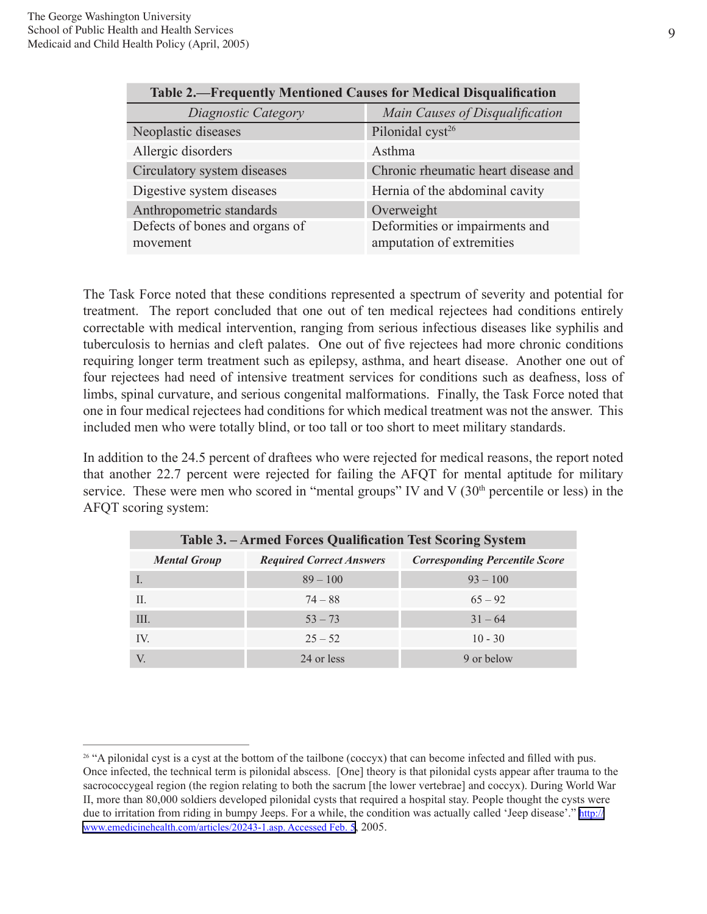**Table 2.—Frequently Mentioned Causes for Medical Disqualification**

| *Diagnostic Category* | *Main Causes of Disqualification* |
|---|---|
| Neoplastic diseases | Pilonidal cyst[26] |
| Allergic disorders | Asthma |
| Circulatory system diseases | Chronic rheumatic heart disease and |
| Digestive system diseases | Hernia of the abdominal cavity |
| Anthropometric standards | Overweight |
| Defects of bones and organs of movement | Deformities or impairments and amputation of extremities |

The Task Force noted that these conditions represented a spectrum of severity and potential for treatment. The report concluded that one out of ten medical rejectees had conditions entirely correctable with medical intervention, ranging from serious infectious diseases like syphilis and tuberculosis to hernias and cleft palates. One out of five rejectees had more chronic conditions requiring longer term treatment such as epilepsy, asthma, and heart disease. Another one out of four rejectees had need of intensive treatment services for conditions such as deafness, loss of limbs, spinal curvature, and serious congenital malformations. Finally, the Task Force noted that one in four medical rejectees had conditions for which medical treatment was not the answer. This included men who were totally blind, or too tall or too short to meet military standards.

In addition to the 24.5 percent of draftees who were rejected for medical reasons, the report noted that another 22.7 percent were rejected for failing the AFQT for mental aptitude for military service. These were men who scored in "mental groups" IV and V (30th percentile or less) in the AFQT scoring system:

**Table 3. – Armed Forces Qualification Test Scoring System**

| ***Mental Group*** | ***Required Correct Answers*** | ***Corresponding Percentile Score*** |
|---|---|---|
| I. | 89 – 100 | 93 – 100 |
| II. | 74 – 88 | 65 – 92 |
| III. | 53 – 73 | 31 – 64 |
| IV. | 25 – 52 | 10 - 30 |
| V. | 24 or less | 9 or below |

[26] "A pilonidal cyst is a cyst at the bottom of the tailbone (coccyx) that can become infected and filled with pus. Once infected, the technical term is pilonidal abscess. [One] theory is that pilonidal cysts appear after trauma to the sacrococcygeal region (the region relating to both the sacrum [the lower vertebrae] and coccyx). During World War II, more than 80,000 soldiers developed pilonidal cysts that required a hospital stay. People thought the cysts were due to irritation from riding in bumpy Jeeps. For a while, the condition was actually called 'Jeep disease'." http://www.emedicinehealth.com/articles/20243-1.asp. Accessed Feb. 5, 2005.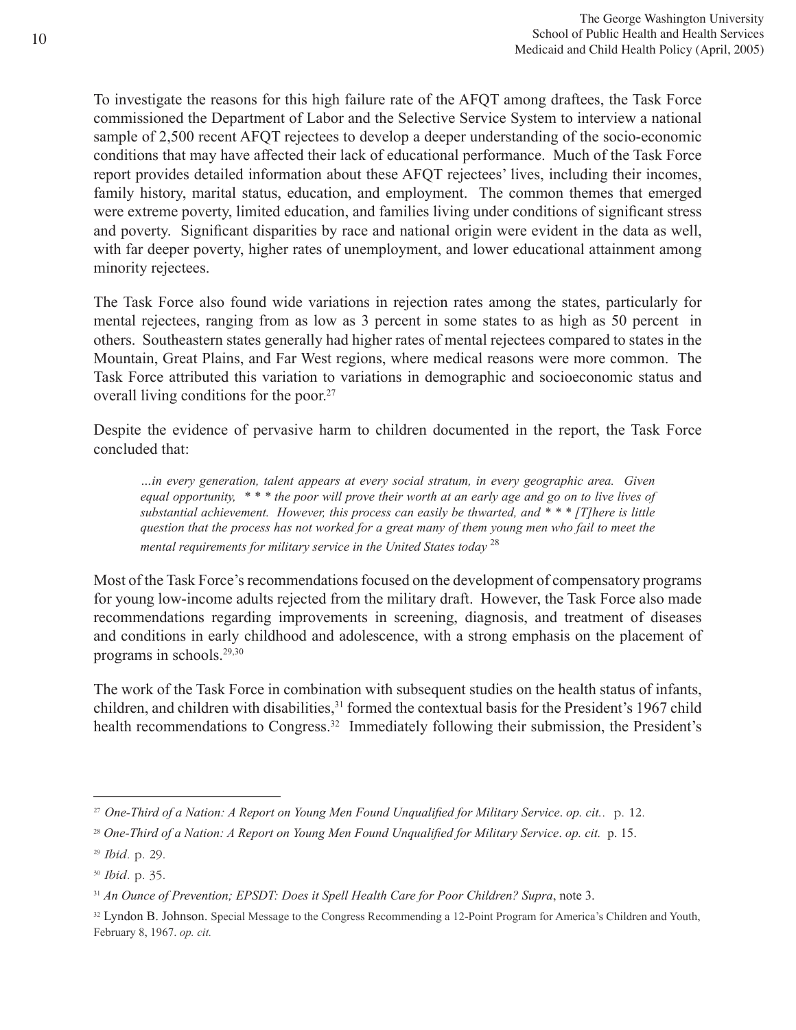To investigate the reasons for this high failure rate of the AFQT among draftees, the Task Force commissioned the Department of Labor and the Selective Service System to interview a national sample of 2,500 recent AFQT rejectees to develop a deeper understanding of the socio-economic conditions that may have affected their lack of educational performance. Much of the Task Force report provides detailed information about these AFQT rejectees' lives, including their incomes, family history, marital status, education, and employment. The common themes that emerged were extreme poverty, limited education, and families living under conditions of significant stress and poverty. Significant disparities by race and national origin were evident in the data as well, with far deeper poverty, higher rates of unemployment, and lower educational attainment among minority rejectees.

The Task Force also found wide variations in rejection rates among the states, particularly for mental rejectees, ranging from as low as 3 percent in some states to as high as 50 percent in others. Southeastern states generally had higher rates of mental rejectees compared to states in the Mountain, Great Plains, and Far West regions, where medical reasons were more common. The Task Force attributed this variation to variations in demographic and socioeconomic status and overall living conditions for the poor.[27]

Despite the evidence of pervasive harm to children documented in the report, the Task Force concluded that:

> *…in every generation, talent appears at every social stratum, in every geographic area. Given equal opportunity, * * * the poor will prove their worth at an early age and go on to live lives of substantial achievement. However, this process can easily be thwarted, and * * * [T]here is little question that the process has not worked for a great many of them young men who fail to meet the mental requirements for military service in the United States today* [28]

Most of the Task Force's recommendations focused on the development of compensatory programs for young low-income adults rejected from the military draft. However, the Task Force also made recommendations regarding improvements in screening, diagnosis, and treatment of diseases and conditions in early childhood and adolescence, with a strong emphasis on the placement of programs in schools.[29,30]

The work of the Task Force in combination with subsequent studies on the health status of infants, children, and children with disabilities,[31] formed the contextual basis for the President's 1967 child health recommendations to Congress.[32] Immediately following their submission, the President's

---

[27] *One-Third of a Nation: A Report on Young Men Found Unqualified for Military Service*. *op. cit.*. p. 12.

[28] *One-Third of a Nation: A Report on Young Men Found Unqualified for Military Service*. *op. cit.* p. 15.

[29] *Ibid*. p. 29.

[30] *Ibid*. p. 35.

[31] *An Ounce of Prevention; EPSDT: Does it Spell Health Care for Poor Children? Supra*, note 3.

[32] Lyndon B. Johnson. Special Message to the Congress Recommending a 12-Point Program for America's Children and Youth, February 8, 1967. *op. cit.*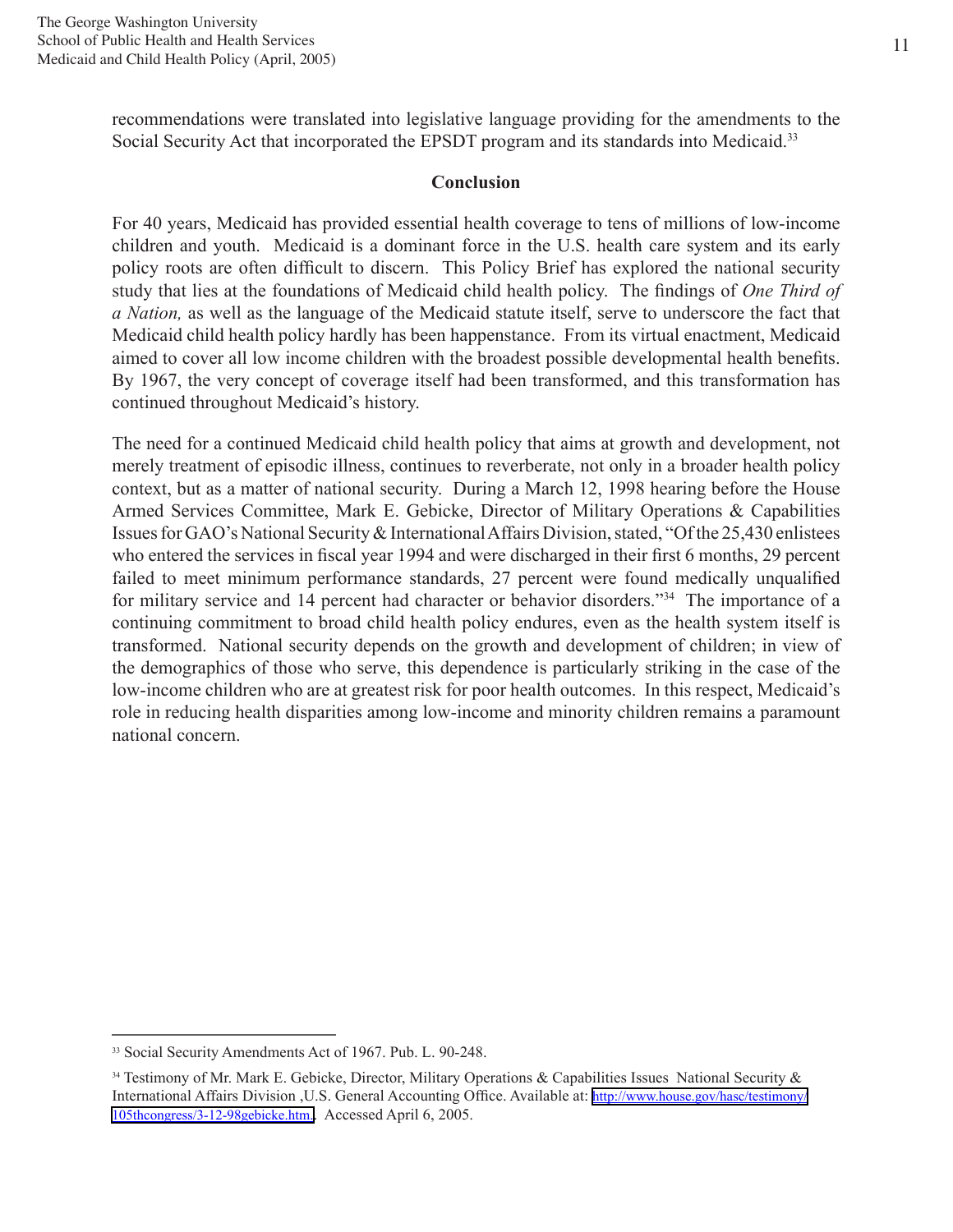recommendations were translated into legislative language providing for the amendments to the Social Security Act that incorporated the EPSDT program and its standards into Medicaid.[33]

## Conclusion

For 40 years, Medicaid has provided essential health coverage to tens of millions of low-income children and youth. Medicaid is a dominant force in the U.S. health care system and its early policy roots are often difficult to discern. This Policy Brief has explored the national security study that lies at the foundations of Medicaid child health policy. The findings of *One Third of a Nation,* as well as the language of the Medicaid statute itself, serve to underscore the fact that Medicaid child health policy hardly has been happenstance. From its virtual enactment, Medicaid aimed to cover all low income children with the broadest possible developmental health benefits. By 1967, the very concept of coverage itself had been transformed, and this transformation has continued throughout Medicaid's history.

The need for a continued Medicaid child health policy that aims at growth and development, not merely treatment of episodic illness, continues to reverberate, not only in a broader health policy context, but as a matter of national security. During a March 12, 1998 hearing before the House Armed Services Committee, Mark E. Gebicke, Director of Military Operations & Capabilities Issues for GAO's National Security & International Affairs Division, stated, "Of the 25,430 enlistees who entered the services in fiscal year 1994 and were discharged in their first 6 months, 29 percent failed to meet minimum performance standards, 27 percent were found medically unqualified for military service and 14 percent had character or behavior disorders."[34] The importance of a continuing commitment to broad child health policy endures, even as the health system itself is transformed. National security depends on the growth and development of children; in view of the demographics of those who serve, this dependence is particularly striking in the case of the low-income children who are at greatest risk for poor health outcomes. In this respect, Medicaid's role in reducing health disparities among low-income and minority children remains a paramount national concern.

---

[33] Social Security Amendments Act of 1967. Pub. L. 90-248.

[34] Testimony of Mr. Mark E. Gebicke, Director, Military Operations & Capabilities Issues National Security & International Affairs Division ,U.S. General Accounting Office. Available at: http://www.house.gov/hasc/testimony/105thcongress/3-12-98gebicke.htm. Accessed April 6, 2005.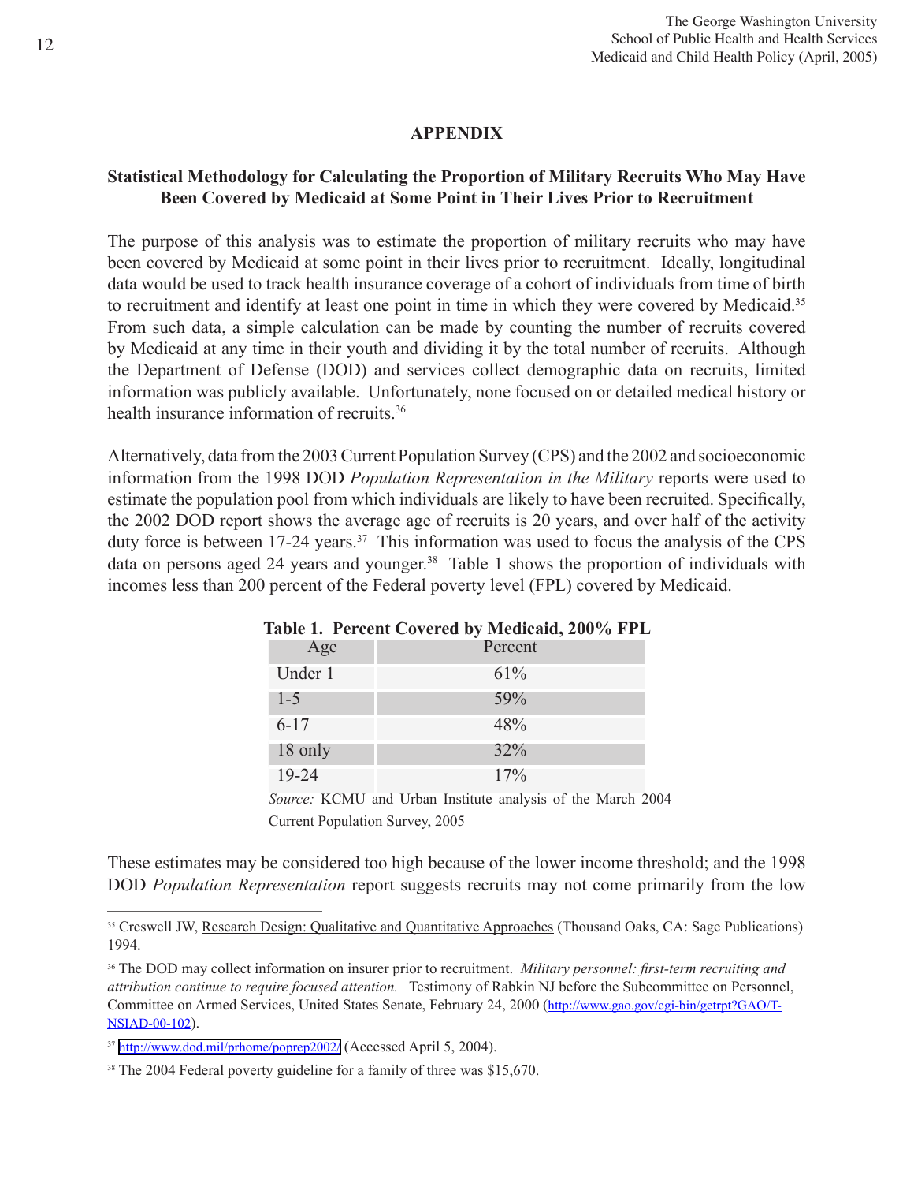## APPENDIX

### Statistical Methodology for Calculating the Proportion of Military Recruits Who May Have Been Covered by Medicaid at Some Point in Their Lives Prior to Recruitment

The purpose of this analysis was to estimate the proportion of military recruits who may have been covered by Medicaid at some point in their lives prior to recruitment. Ideally, longitudinal data would be used to track health insurance coverage of a cohort of individuals from time of birth to recruitment and identify at least one point in time in which they were covered by Medicaid.[35] From such data, a simple calculation can be made by counting the number of recruits covered by Medicaid at any time in their youth and dividing it by the total number of recruits. Although the Department of Defense (DOD) and services collect demographic data on recruits, limited information was publicly available. Unfortunately, none focused on or detailed medical history or health insurance information of recruits.[36]

Alternatively, data from the 2003 Current Population Survey (CPS) and the 2002 and socioeconomic information from the 1998 DOD *Population Representation in the Military* reports were used to estimate the population pool from which individuals are likely to have been recruited. Specifically, the 2002 DOD report shows the average age of recruits is 20 years, and over half of the activity duty force is between 17-24 years.[37] This information was used to focus the analysis of the CPS data on persons aged 24 years and younger.[38] Table 1 shows the proportion of individuals with incomes less than 200 percent of the Federal poverty level (FPL) covered by Medicaid.

**Table 1. Percent Covered by Medicaid, 200% FPL**

| Age | Percent |
|---|---|
| Under 1 | 61% |
| 1-5 | 59% |
| 6-17 | 48% |
| 18 only | 32% |
| 19-24 | 17% |

*Source:* KCMU and Urban Institute analysis of the March 2004 Current Population Survey, 2005

These estimates may be considered too high because of the lower income threshold; and the 1998 DOD *Population Representation* report suggests recruits may not come primarily from the low

---

[35] Creswell JW, Research Design: Qualitative and Quantitative Approaches (Thousand Oaks, CA: Sage Publications) 1994.

[36] The DOD may collect information on insurer prior to recruitment. *Military personnel: first-term recruiting and attribution continue to require focused attention.* Testimony of Rabkin NJ before the Subcommittee on Personnel, Committee on Armed Services, United States Senate, February 24, 2000 (http://www.gao.gov/cgi-bin/getrpt?GAO/T-NSIAD-00-102).

[37] http://www.dod.mil/prhome/poprep2002/ (Accessed April 5, 2004).

[38] The 2004 Federal poverty guideline for a family of three was $15,670.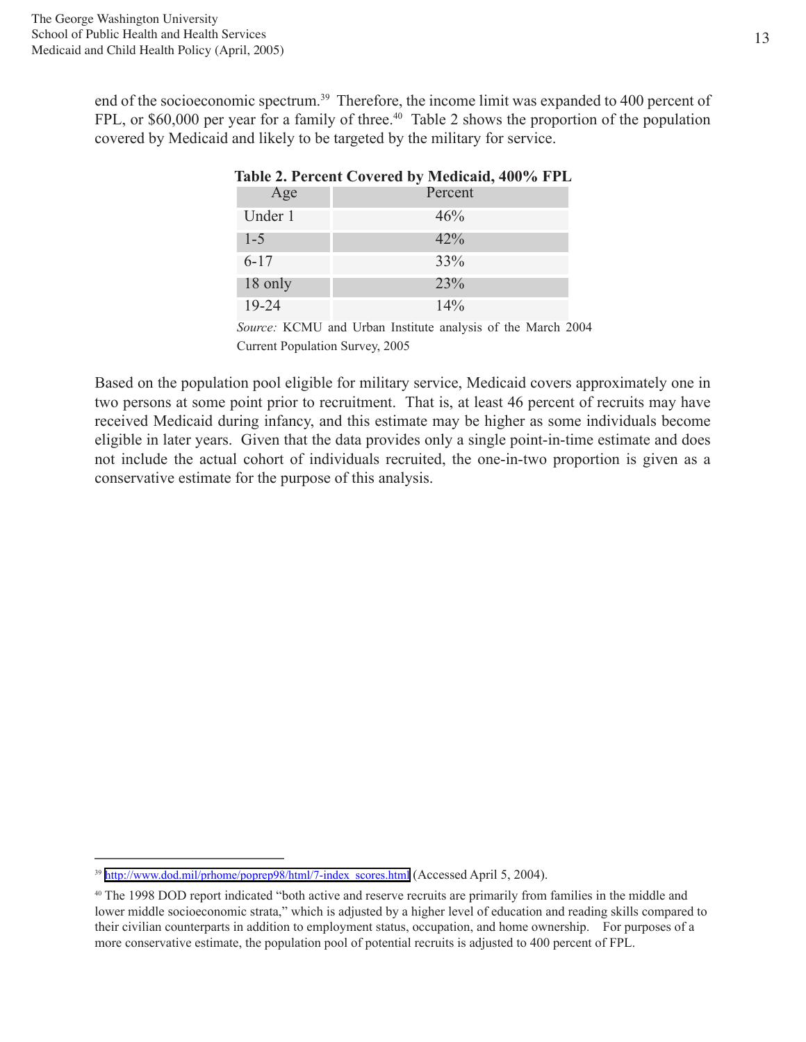end of the socioeconomic spectrum.[39] Therefore, the income limit was expanded to 400 percent of FPL, or $60,000 per year for a family of three.[40] Table 2 shows the proportion of the population covered by Medicaid and likely to be targeted by the military for service.

**Table 2. Percent Covered by Medicaid, 400% FPL**

| Age | Percent |
|---|---|
| Under 1 | 46% |
| 1-5 | 42% |
| 6-17 | 33% |
| 18 only | 23% |
| 19-24 | 14% |

*Source:* KCMU and Urban Institute analysis of the March 2004 Current Population Survey, 2005

Based on the population pool eligible for military service, Medicaid covers approximately one in two persons at some point prior to recruitment. That is, at least 46 percent of recruits may have received Medicaid during infancy, and this estimate may be higher as some individuals become eligible in later years. Given that the data provides only a single point-in-time estimate and does not include the actual cohort of individuals recruited, the one-in-two proportion is given as a conservative estimate for the purpose of this analysis.

---

[39] http://www.dod.mil/prhome/poprep98/html/7-index_scores.html (Accessed April 5, 2004).

[40] The 1998 DOD report indicated "both active and reserve recruits are primarily from families in the middle and lower middle socioeconomic strata," which is adjusted by a higher level of education and reading skills compared to their civilian counterparts in addition to employment status, occupation, and home ownership. For purposes of a more conservative estimate, the population pool of potential recruits is adjusted to 400 percent of FPL.